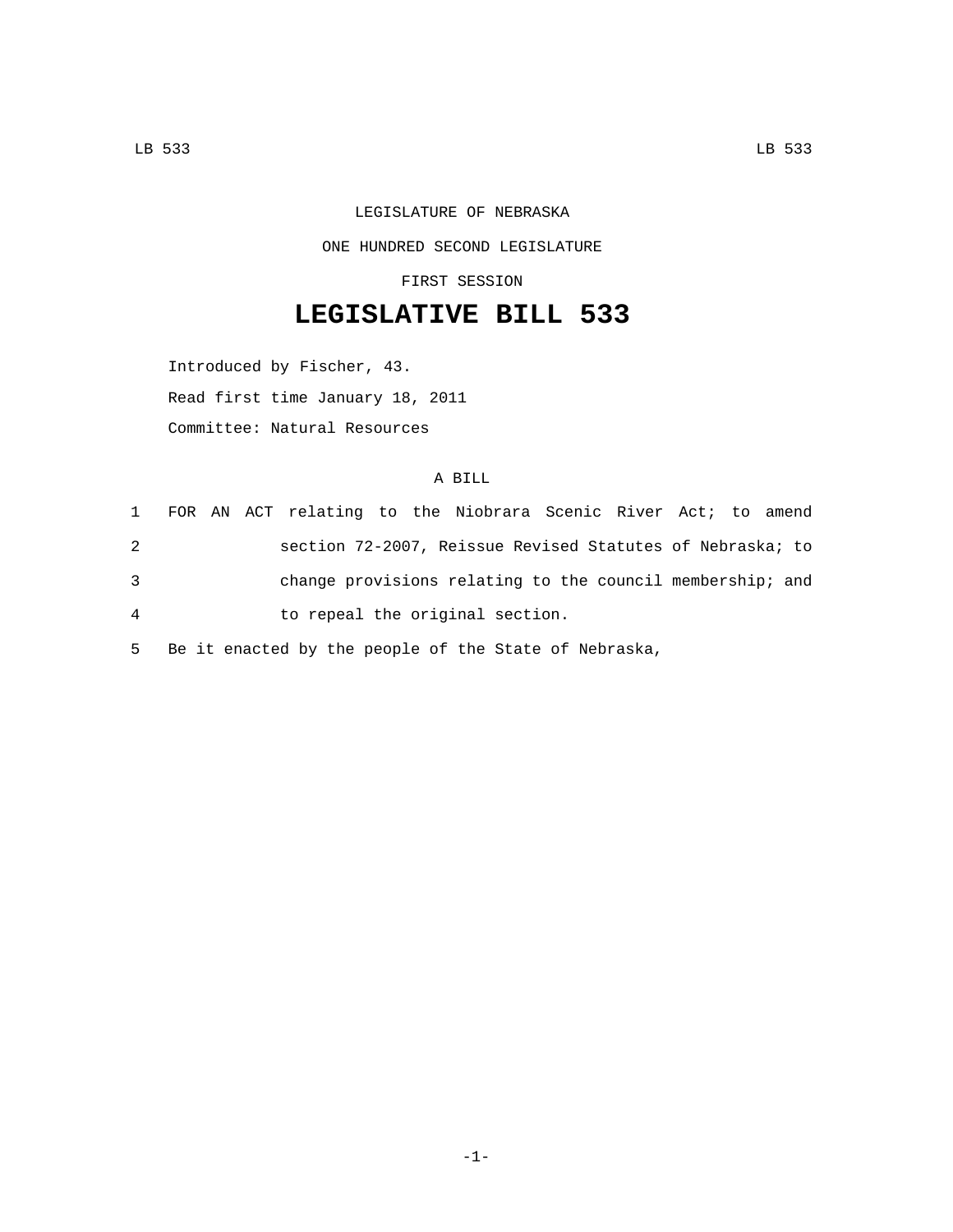LEGISLATURE OF NEBRASKA

ONE HUNDRED SECOND LEGISLATURE

FIRST SESSION

# LEGISLATIVE BILL 533

Introduced by Fischer, 43.

Read first time January 18, 2011

Committee: Natural Resources

A BILL

1 FOR AN ACT relating to the Niobrara Scenic River Act; to amend
2 section 72-2007, Reissue Revised Statutes of Nebraska; to
3 change provisions relating to the council membership; and
4 to repeal the original section.
5 Be it enacted by the people of the State of Nebraska,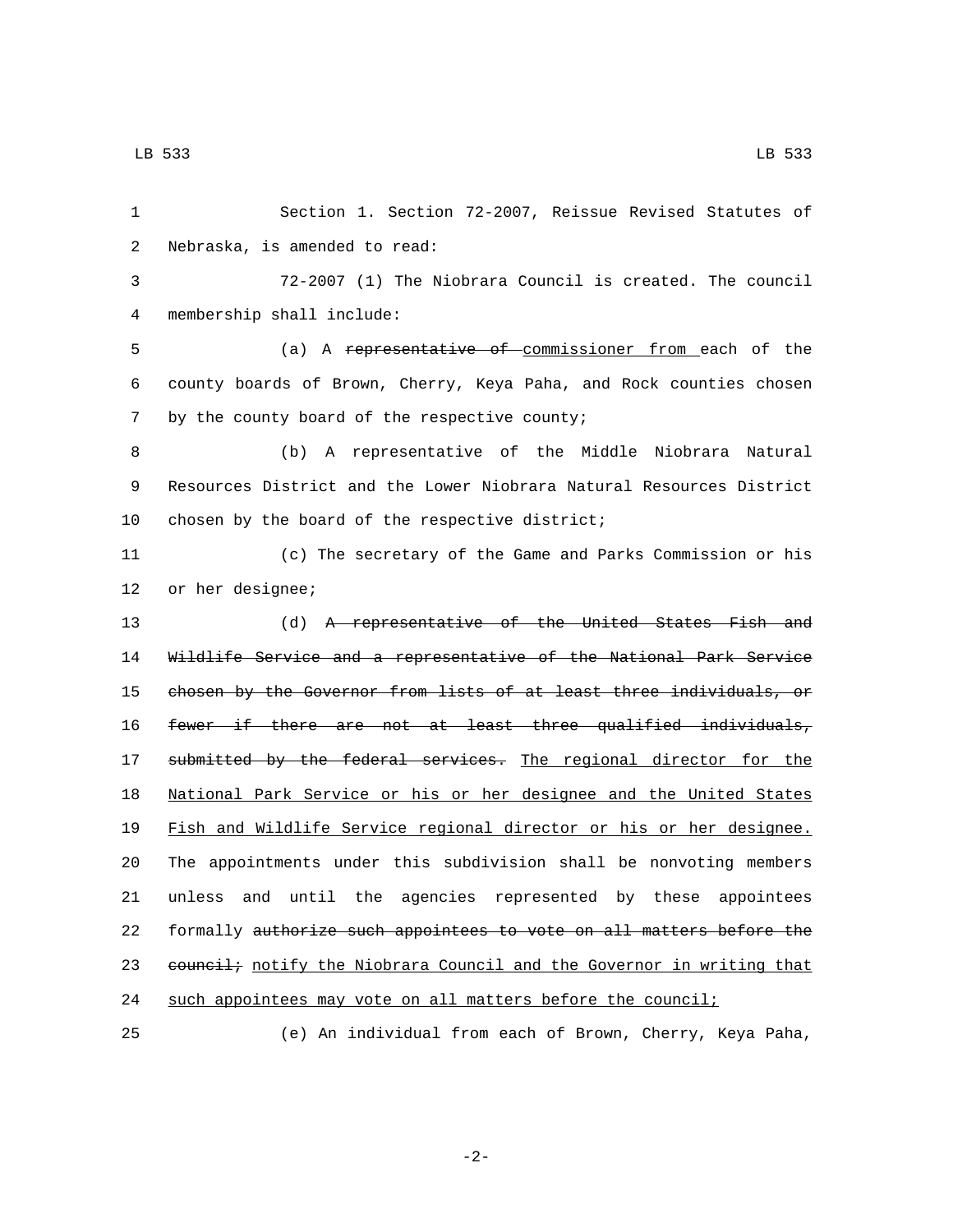Section 1. Section 72-2007, Reissue Revised Statutes of Nebraska, is amended to read:

72-2007 (1) The Niobrara Council is created. The council membership shall include:

(a) A ~~representative of~~ commissioner from each of the county boards of Brown, Cherry, Keya Paha, and Rock counties chosen by the county board of the respective county;

(b) A representative of the Middle Niobrara Natural Resources District and the Lower Niobrara Natural Resources District chosen by the board of the respective district;

(c) The secretary of the Game and Parks Commission or his or her designee;

(d) ~~A representative of the United States Fish and Wildlife Service and a representative of the National Park Service chosen by the Governor from lists of at least three individuals, or fewer if there are not at least three qualified individuals, submitted by the federal services.~~ The regional director for the National Park Service or his or her designee and the United States Fish and Wildlife Service regional director or his or her designee. The appointments under this subdivision shall be nonvoting members unless and until the agencies represented by these appointees formally ~~authorize such appointees to vote on all matters before the council;~~ notify the Niobrara Council and the Governor in writing that such appointees may vote on all matters before the council;

(e) An individual from each of Brown, Cherry, Keya Paha,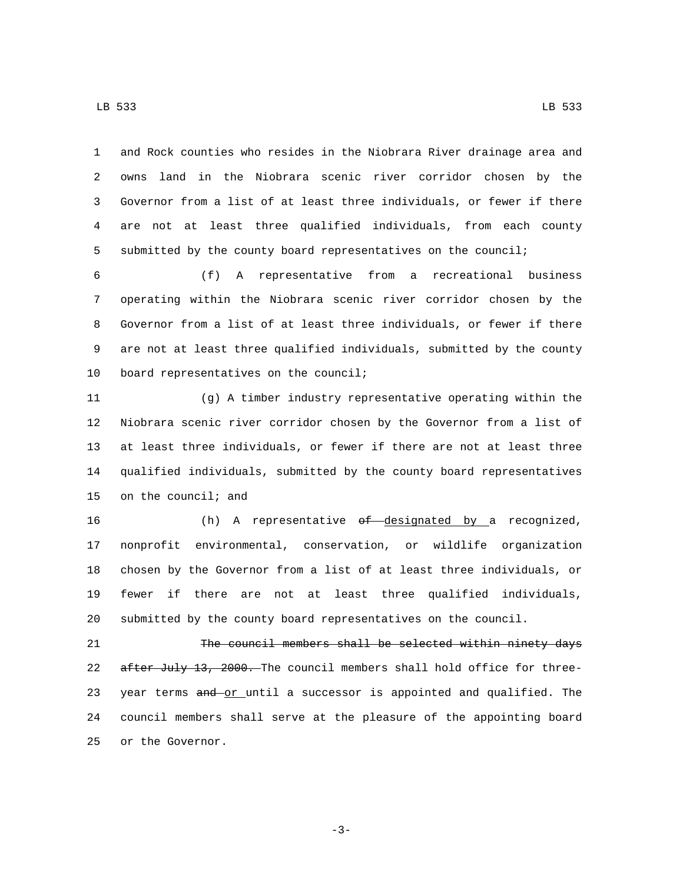and Rock counties who resides in the Niobrara River drainage area and owns land in the Niobrara scenic river corridor chosen by the Governor from a list of at least three individuals, or fewer if there are not at least three qualified individuals, from each county submitted by the county board representatives on the council;

(f) A representative from a recreational business operating within the Niobrara scenic river corridor chosen by the Governor from a list of at least three individuals, or fewer if there are not at least three qualified individuals, submitted by the county board representatives on the council;

(g) A timber industry representative operating within the Niobrara scenic river corridor chosen by the Governor from a list of at least three individuals, or fewer if there are not at least three qualified individuals, submitted by the county board representatives on the council; and

(h) A representative ~~of~~ designated by a recognized, nonprofit environmental, conservation, or wildlife organization chosen by the Governor from a list of at least three individuals, or fewer if there are not at least three qualified individuals, submitted by the county board representatives on the council.

~~The council members shall be selected within ninety days after July 13, 2000.~~ The council members shall hold office for three-year terms ~~and~~ or until a successor is appointed and qualified. The council members shall serve at the pleasure of the appointing board or the Governor.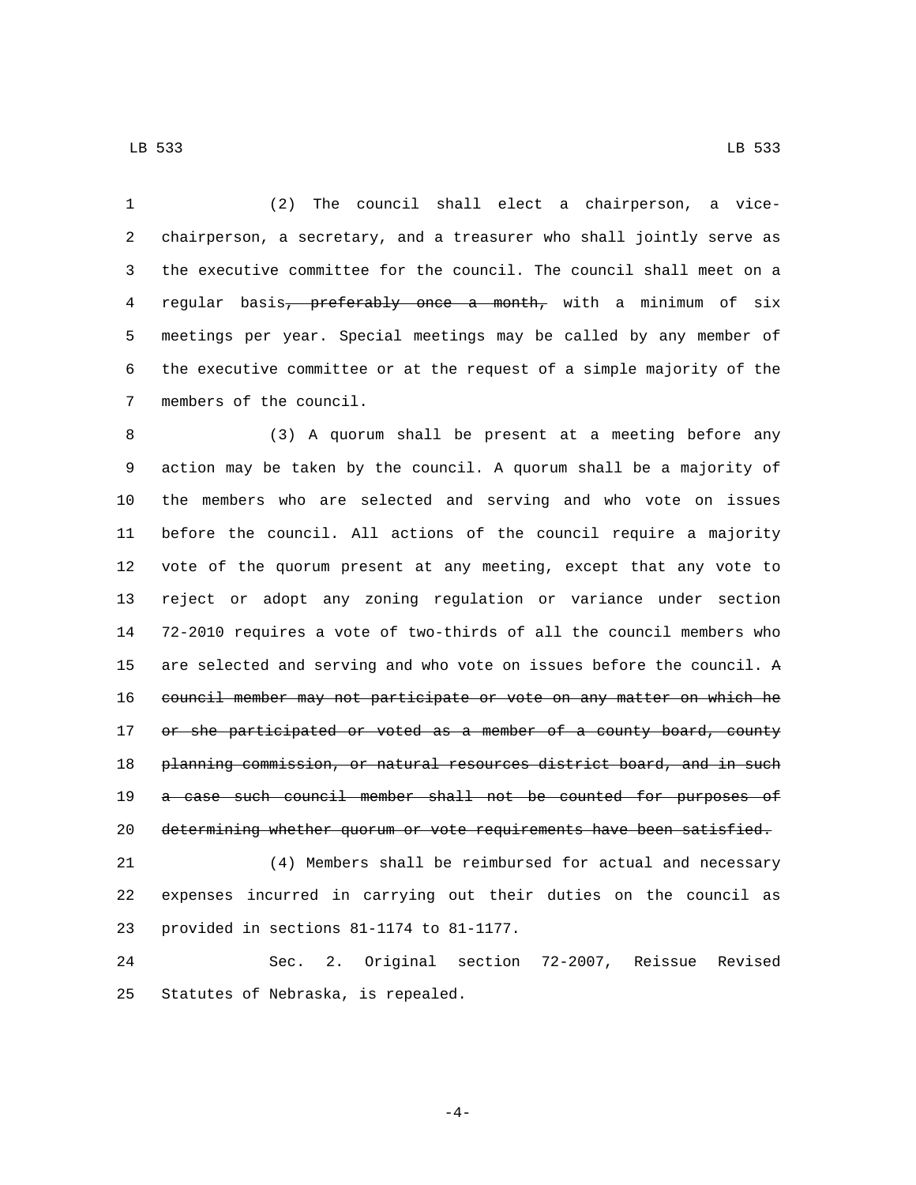(2) The council shall elect a chairperson, a vice-chairperson, a secretary, and a treasurer who shall jointly serve as the executive committee for the council. The council shall meet on a regular basis~~, preferably once a month,~~ with a minimum of six meetings per year. Special meetings may be called by any member of the executive committee or at the request of a simple majority of the members of the council.

(3) A quorum shall be present at a meeting before any action may be taken by the council. A quorum shall be a majority of the members who are selected and serving and who vote on issues before the council. All actions of the council require a majority vote of the quorum present at any meeting, except that any vote to reject or adopt any zoning regulation or variance under section 72-2010 requires a vote of two-thirds of all the council members who are selected and serving and who vote on issues before the council. ~~A council member may not participate or vote on any matter on which he or she participated or voted as a member of a county board, county planning commission, or natural resources district board, and in such a case such council member shall not be counted for purposes of determining whether quorum or vote requirements have been satisfied.~~

(4) Members shall be reimbursed for actual and necessary expenses incurred in carrying out their duties on the council as provided in sections 81-1174 to 81-1177.

Sec. 2. Original section 72-2007, Reissue Revised Statutes of Nebraska, is repealed.